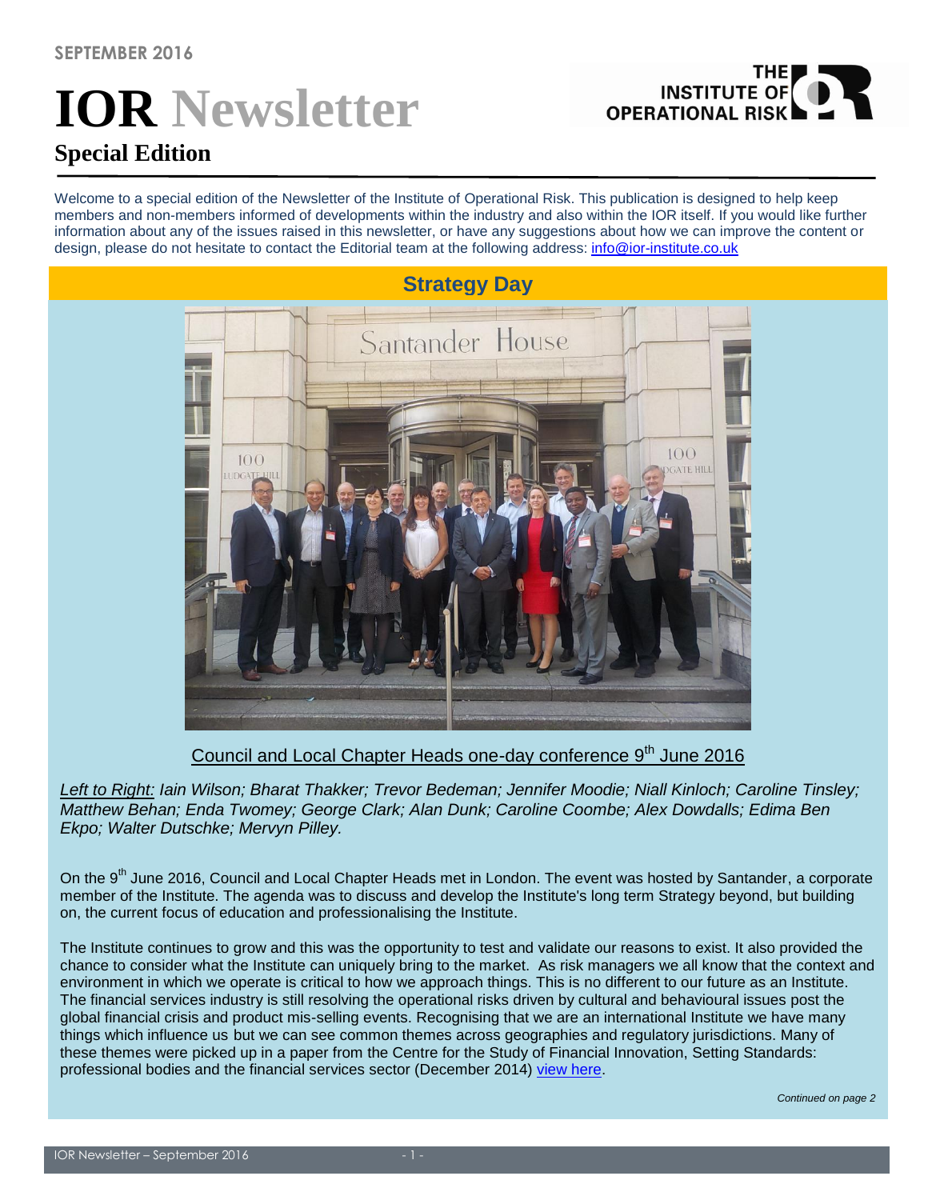SEPTEMBER 2016

# IOR Newsletter

## Special Edition

Welcome to a special edition of the Newsletter of the Institute of Operational Risk. This publication is designed to help keep members and non-members informed of developments within the industry and also within the IOR itself. If you would like further information about any of the issues raised in this newsletter, or have any suggestions about how we can improve the content or design, please do not hesitate to contact the Editorial team at the following address: info@ior-institute.co.uk

## Strategy Day

Council and Local Chapter Heads one-day conference 9th June 2016

*Left to Right: Iain Wilson; Bharat Thakker; Trevor Bedeman; Jennifer Moodie; Niall Kinloch; Caroline Tinsley; Matthew Behan; Enda Twomey; George Clark; Alan Dunk; Caroline Coombe; Alex Dowdalls; Edima Ben Ekpo; Walter Dutschke; Mervyn Pilley.*

On the 9th June 2016, Council and Local Chapter Heads met in London. The event was hosted by Santander, a corporate member of the Institute. The agenda was to discuss and develop the Institute's long term Strategy beyond, but building on, the current focus of education and professionalising the Institute.

The Institute continues to grow and this was the opportunity to test and validate our reasons to exist. It also provided the chance to consider what the Institute can uniquely bring to the market. As risk managers we all know that the context and environment in which we operate is critical to how we approach things. This is no different to our future as an Institute. The financial services industry is still resolving the operational risks driven by cultural and behavioural issues post the global financial crisis and product mis-selling events. Recognising that we are an international Institute we have many things which influence us but we can see common themes across geographies and regulatory jurisdictions. Many of these themes were picked up in a paper from the Centre for the Study of Financial Innovation, Setting Standards: professional bodies and the financial services sector (December 2014) view here.

*Continued on page 2*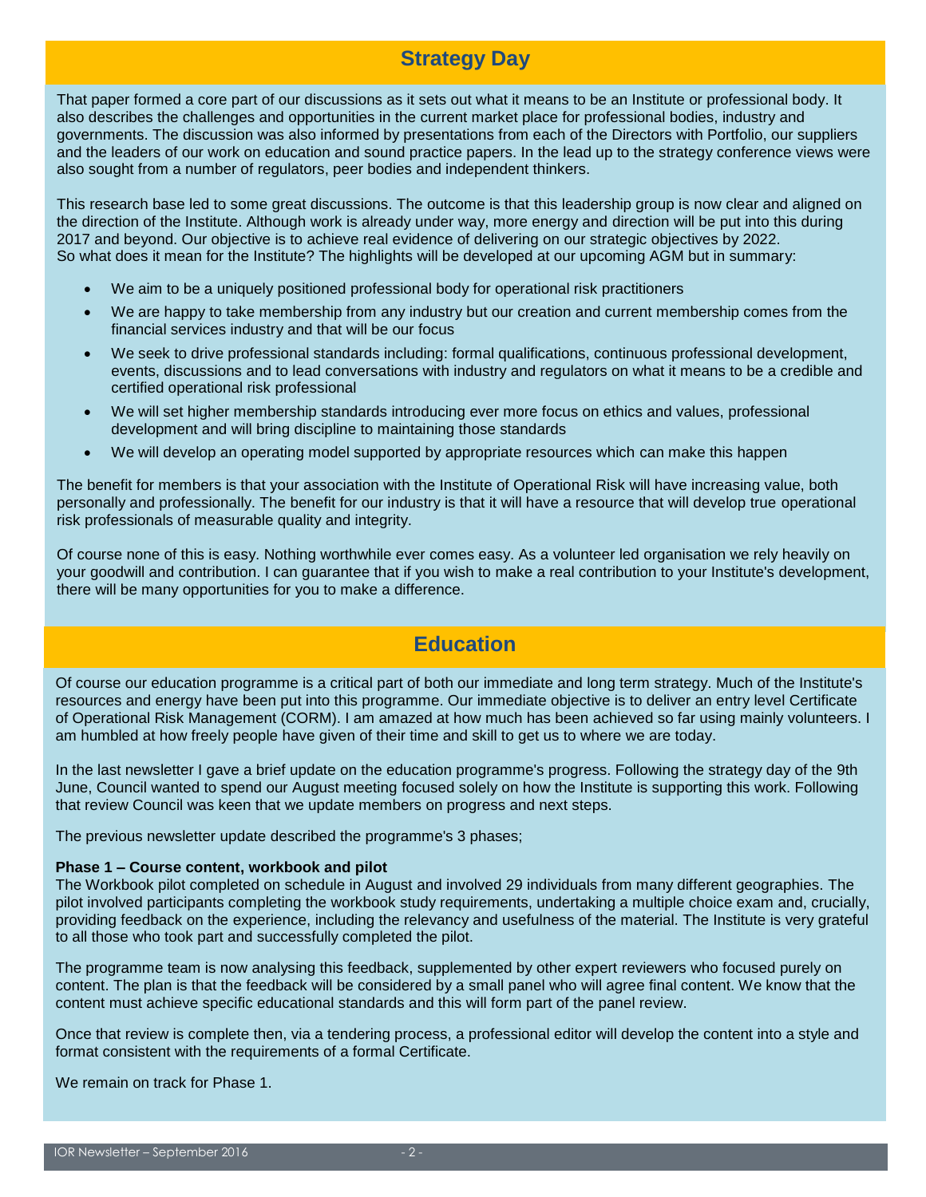## Strategy Day

That paper formed a core part of our discussions as it sets out what it means to be an Institute or professional body. It also describes the challenges and opportunities in the current market place for professional bodies, industry and governments. The discussion was also informed by presentations from each of the Directors with Portfolio, our suppliers and the leaders of our work on education and sound practice papers. In the lead up to the strategy conference views were also sought from a number of regulators, peer bodies and independent thinkers.

This research base led to some great discussions. The outcome is that this leadership group is now clear and aligned on the direction of the Institute. Although work is already under way, more energy and direction will be put into this during 2017 and beyond. Our objective is to achieve real evidence of delivering on our strategic objectives by 2022.
So what does it mean for the Institute? The highlights will be developed at our upcoming AGM but in summary:

- We aim to be a uniquely positioned professional body for operational risk practitioners
- We are happy to take membership from any industry but our creation and current membership comes from the financial services industry and that will be our focus
- We seek to drive professional standards including: formal qualifications, continuous professional development, events, discussions and to lead conversations with industry and regulators on what it means to be a credible and certified operational risk professional
- We will set higher membership standards introducing ever more focus on ethics and values, professional development and will bring discipline to maintaining those standards
- We will develop an operating model supported by appropriate resources which can make this happen

The benefit for members is that your association with the Institute of Operational Risk will have increasing value, both personally and professionally. The benefit for our industry is that it will have a resource that will develop true operational risk professionals of measurable quality and integrity.

Of course none of this is easy. Nothing worthwhile ever comes easy. As a volunteer led organisation we rely heavily on your goodwill and contribution. I can guarantee that if you wish to make a real contribution to your Institute's development, there will be many opportunities for you to make a difference.

## Education

Of course our education programme is a critical part of both our immediate and long term strategy. Much of the Institute's resources and energy have been put into this programme. Our immediate objective is to deliver an entry level Certificate of Operational Risk Management (CORM). I am amazed at how much has been achieved so far using mainly volunteers. I am humbled at how freely people have given of their time and skill to get us to where we are today.

In the last newsletter I gave a brief update on the education programme's progress. Following the strategy day of the 9th June, Council wanted to spend our August meeting focused solely on how the Institute is supporting this work. Following that review Council was keen that we update members on progress and next steps.

The previous newsletter update described the programme's 3 phases;

**Phase 1 – Course content, workbook and pilot**
The Workbook pilot completed on schedule in August and involved 29 individuals from many different geographies. The pilot involved participants completing the workbook study requirements, undertaking a multiple choice exam and, crucially, providing feedback on the experience, including the relevancy and usefulness of the material. The Institute is very grateful to all those who took part and successfully completed the pilot.

The programme team is now analysing this feedback, supplemented by other expert reviewers who focused purely on content. The plan is that the feedback will be considered by a small panel who will agree final content. We know that the content must achieve specific educational standards and this will form part of the panel review.

Once that review is complete then, via a tendering process, a professional editor will develop the content into a style and format consistent with the requirements of a formal Certificate.

We remain on track for Phase 1.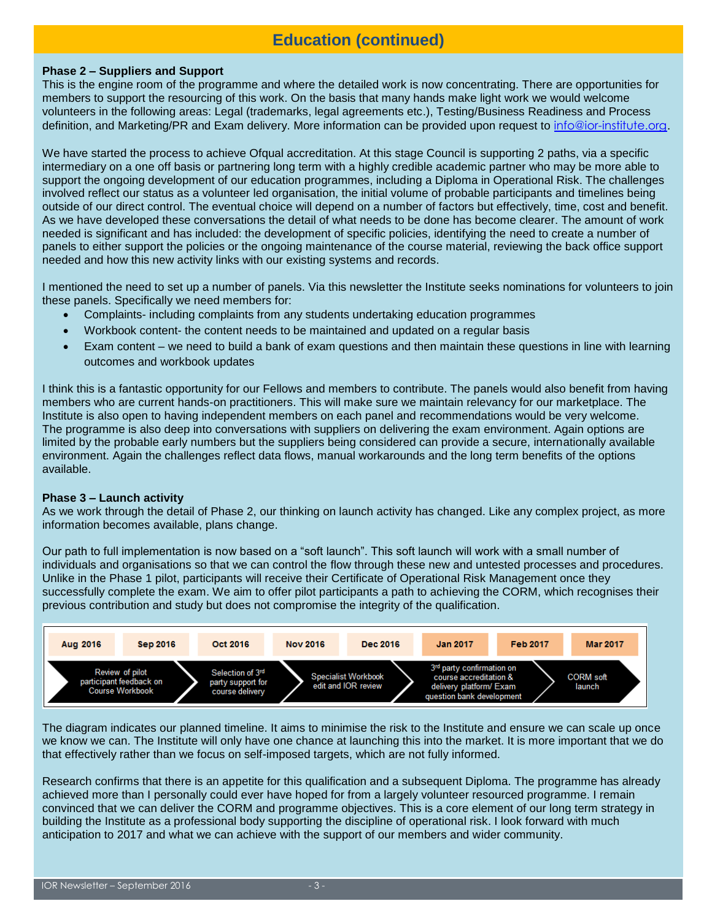# Education (continued)

**Phase 2 – Suppliers and Support**

This is the engine room of the programme and where the detailed work is now concentrating. There are opportunities for members to support the resourcing of this work. On the basis that many hands make light work we would welcome volunteers in the following areas: Legal (trademarks, legal agreements etc.), Testing/Business Readiness and Process definition, and Marketing/PR and Exam delivery. More information can be provided upon request to info@ior-institute.org.

We have started the process to achieve Ofqual accreditation. At this stage Council is supporting 2 paths, via a specific intermediary on a one off basis or partnering long term with a highly credible academic partner who may be more able to support the ongoing development of our education programmes, including a Diploma in Operational Risk. The challenges involved reflect our status as a volunteer led organisation, the initial volume of probable participants and timelines being outside of our direct control. The eventual choice will depend on a number of factors but effectively, time, cost and benefit. As we have developed these conversations the detail of what needs to be done has become clearer. The amount of work needed is significant and has included: the development of specific policies, identifying the need to create a number of panels to either support the policies or the ongoing maintenance of the course material, reviewing the back office support needed and how this new activity links with our existing systems and records.

I mentioned the need to set up a number of panels. Via this newsletter the Institute seeks nominations for volunteers to join these panels. Specifically we need members for:

- Complaints- including complaints from any students undertaking education programmes
- Workbook content- the content needs to be maintained and updated on a regular basis
- Exam content – we need to build a bank of exam questions and then maintain these questions in line with learning outcomes and workbook updates

I think this is a fantastic opportunity for our Fellows and members to contribute. The panels would also benefit from having members who are current hands-on practitioners. This will make sure we maintain relevancy for our marketplace. The Institute is also open to having independent members on each panel and recommendations would be very welcome. The programme is also deep into conversations with suppliers on delivering the exam environment. Again options are limited by the probable early numbers but the suppliers being considered can provide a secure, internationally available environment. Again the challenges reflect data flows, manual workarounds and the long term benefits of the options available.

**Phase 3 – Launch activity**

As we work through the detail of Phase 2, our thinking on launch activity has changed. Like any complex project, as more information becomes available, plans change.

Our path to full implementation is now based on a "soft launch". This soft launch will work with a small number of individuals and organisations so that we can control the flow through these new and untested processes and procedures. Unlike in the Phase 1 pilot, participants will receive their Certificate of Operational Risk Management once they successfully complete the exam. We aim to offer pilot participants a path to achieving the CORM, which recognises their previous contribution and study but does not compromise the integrity of the qualification.

| Aug 2016 | Sep 2016 | Oct 2016 | Nov 2016 | Dec 2016 | Jan 2017 | Feb 2017 | Mar 2017 |
|---|---|---|---|---|---|---|---|
| Review of pilot participant feedback on Course Workbook | | Selection of 3rd party support for course delivery | Specialist Workbook edit and IOR review | | 3rd party confirmation on course accreditation & delivery platform/ Exam question bank development | | CORM soft launch |

The diagram indicates our planned timeline. It aims to minimise the risk to the Institute and ensure we can scale up once we know we can. The Institute will only have one chance at launching this into the market. It is more important that we do that effectively rather than we focus on self-imposed targets, which are not fully informed.

Research confirms that there is an appetite for this qualification and a subsequent Diploma. The programme has already achieved more than I personally could ever have hoped for from a largely volunteer resourced programme. I remain convinced that we can deliver the CORM and programme objectives. This is a core element of our long term strategy in building the Institute as a professional body supporting the discipline of operational risk. I look forward with much anticipation to 2017 and what we can achieve with the support of our members and wider community.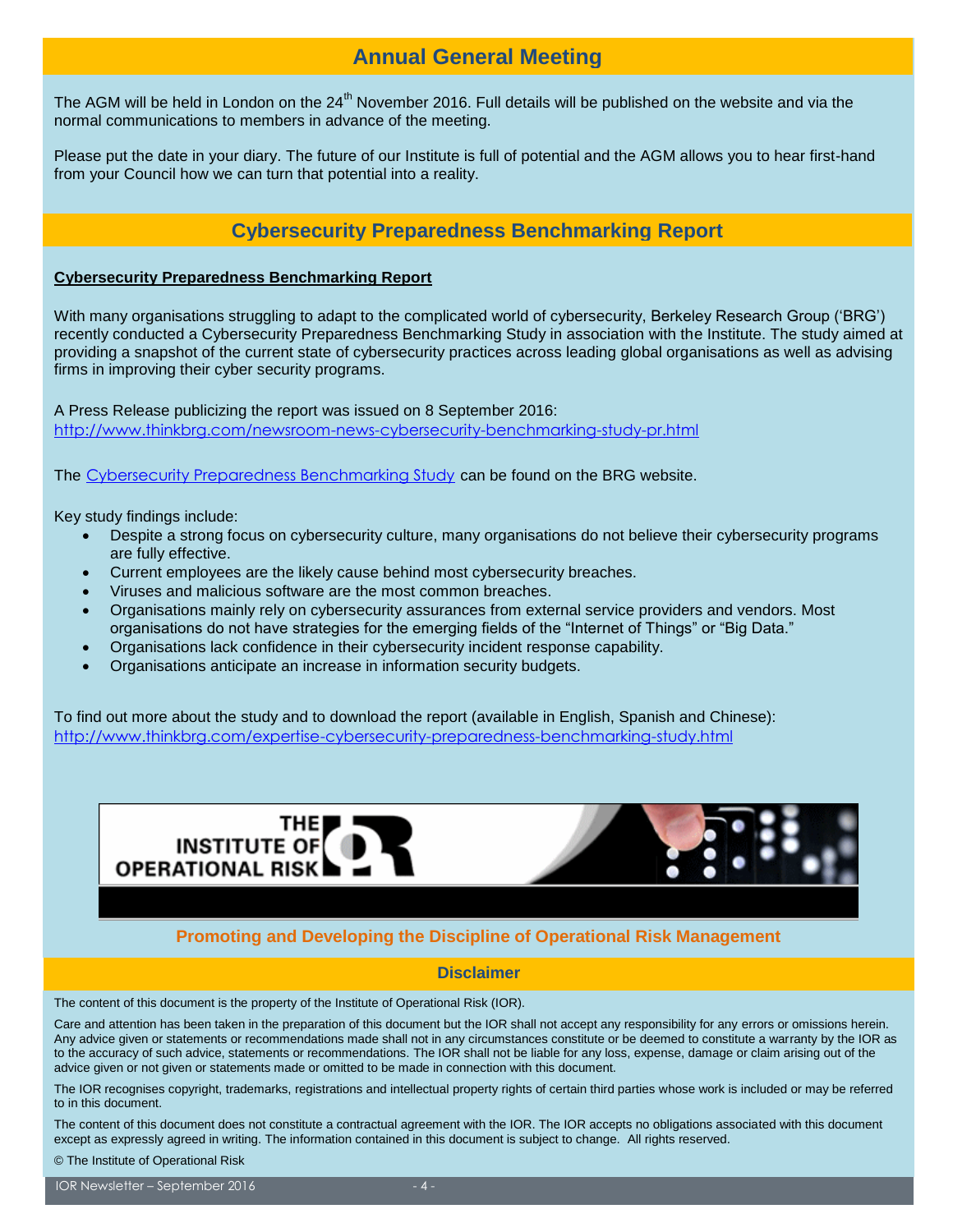## Annual General Meeting

The AGM will be held in London on the 24th November 2016. Full details will be published on the website and via the normal communications to members in advance of the meeting.

Please put the date in your diary. The future of our Institute is full of potential and the AGM allows you to hear first-hand from your Council how we can turn that potential into a reality.

## Cybersecurity Preparedness Benchmarking Report

**Cybersecurity Preparedness Benchmarking Report**

With many organisations struggling to adapt to the complicated world of cybersecurity, Berkeley Research Group ('BRG') recently conducted a Cybersecurity Preparedness Benchmarking Study in association with the Institute. The study aimed at providing a snapshot of the current state of cybersecurity practices across leading global organisations as well as advising firms in improving their cyber security programs.

A Press Release publicizing the report was issued on 8 September 2016:
http://www.thinkbrg.com/newsroom-news-cybersecurity-benchmarking-study-pr.html

The Cybersecurity Preparedness Benchmarking Study can be found on the BRG website.

Key study findings include:

- Despite a strong focus on cybersecurity culture, many organisations do not believe their cybersecurity programs are fully effective.
- Current employees are the likely cause behind most cybersecurity breaches.
- Viruses and malicious software are the most common breaches.
- Organisations mainly rely on cybersecurity assurances from external service providers and vendors. Most organisations do not have strategies for the emerging fields of the "Internet of Things" or "Big Data."
- Organisations lack confidence in their cybersecurity incident response capability.
- Organisations anticipate an increase in information security budgets.

To find out more about the study and to download the report (available in English, Spanish and Chinese):
http://www.thinkbrg.com/expertise-cybersecurity-preparedness-benchmarking-study.html

THE INSTITUTE OF OPERATIONAL RISK

**Promoting and Developing the Discipline of Operational Risk Management**

### Disclaimer

The content of this document is the property of the Institute of Operational Risk (IOR).

Care and attention has been taken in the preparation of this document but the IOR shall not accept any responsibility for any errors or omissions herein. Any advice given or statements or recommendations made shall not in any circumstances constitute or be deemed to constitute a warranty by the IOR as to the accuracy of such advice, statements or recommendations. The IOR shall not be liable for any loss, expense, damage or claim arising out of the advice given or not given or statements made or omitted to be made in connection with this document.

The IOR recognises copyright, trademarks, registrations and intellectual property rights of certain third parties whose work is included or may be referred to in this document.

The content of this document does not constitute a contractual agreement with the IOR. The IOR accepts no obligations associated with this document except as expressly agreed in writing. The information contained in this document is subject to change. All rights reserved.

© The Institute of Operational Risk